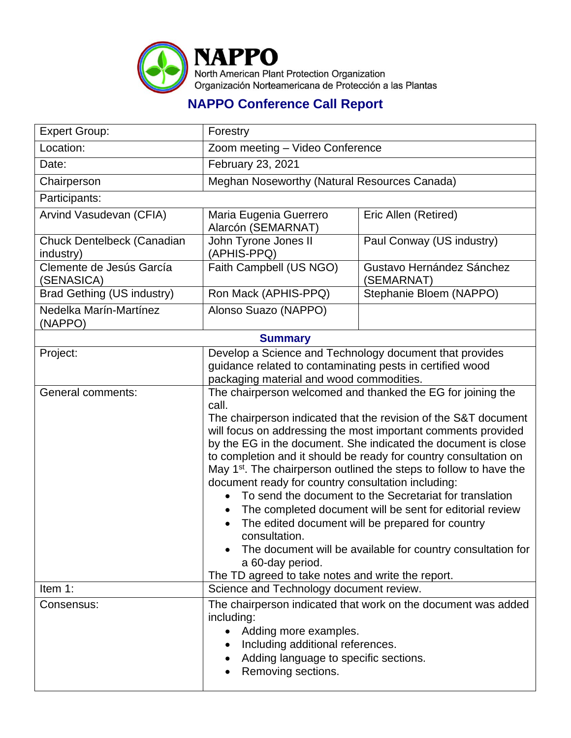# NAPPO

North American Plant Protection Organization
Organización Norteamericana de Protección a las Plantas

## NAPPO Conference Call Report

| Expert Group: | Forestry | |
|---|---|---|
| Location: | Zoom meeting – Video Conference | |
| Date: | February 23, 2021 | |
| Chairperson | Meghan Noseworthy (Natural Resources Canada) | |
| Participants: | | |
| Arvind Vasudevan (CFIA) | Maria Eugenia Guerrero Alarcón (SEMARNAT) | Eric Allen (Retired) |
| Chuck Dentelbeck (Canadian industry) | John Tyrone Jones II (APHIS-PPQ) | Paul Conway (US industry) |
| Clemente de Jesús García (SENASICA) | Faith Campbell (US NGO) | Gustavo Hernández Sánchez (SEMARNAT) |
| Brad Gething (US industry) | Ron Mack (APHIS-PPQ) | Stephanie Bloem (NAPPO) |
| Nedelka Marín-Martínez (NAPPO) | Alonso Suazo (NAPPO) | |
| **Summary** | | |
| Project: | Develop a Science and Technology document that provides guidance related to contaminating pests in certified wood packaging material and wood commodities. | |
| General comments: | The chairperson welcomed and thanked the EG for joining the call.<br>The chairperson indicated that the revision of the S&T document will focus on addressing the most important comments provided by the EG in the document. She indicated the document is close to completion and it should be ready for country consultation on May 1st. The chairperson outlined the steps to follow to have the document ready for country consultation including:<br>• To send the document to the Secretariat for translation<br>• The completed document will be sent for editorial review<br>• The edited document will be prepared for country consultation.<br>• The document will be available for country consultation for a 60-day period.<br>The TD agreed to take notes and write the report. | |
| Item 1: | Science and Technology document review. | |
| Consensus: | The chairperson indicated that work on the document was added including:<br>• Adding more examples.<br>• Including additional references.<br>• Adding language to specific sections.<br>• Removing sections. | |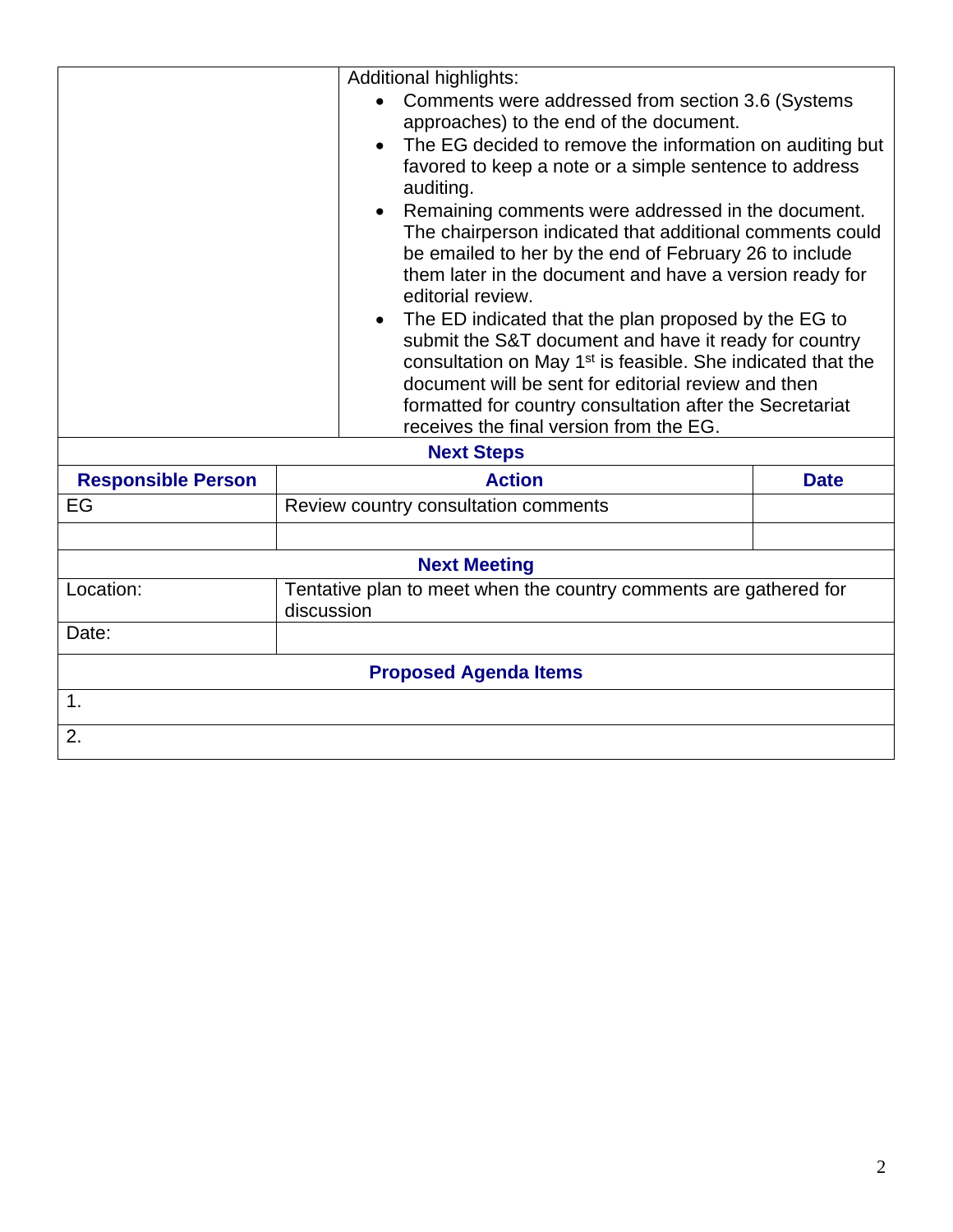| | |
|---|---|
| | Additional highlights:<br>• Comments were addressed from section 3.6 (Systems approaches) to the end of the document.<br>• The EG decided to remove the information on auditing but favored to keep a note or a simple sentence to address auditing.<br>• Remaining comments were addressed in the document. The chairperson indicated that additional comments could be emailed to her by the end of February 26 to include them later in the document and have a version ready for editorial review.<br>• The ED indicated that the plan proposed by the EG to submit the S&T document and have it ready for country consultation on May 1st is feasible. She indicated that the document will be sent for editorial review and then formatted for country consultation after the Secretariat receives the final version from the EG. |

**Next Steps**

| Responsible Person | Action | Date |
|---|---|---|
| EG | Review country consultation comments | |
| | | |

**Next Meeting**

| | |
|---|---|
| Location: | Tentative plan to meet when the country comments are gathered for discussion |
| Date: | |

**Proposed Agenda Items**

1.

2.